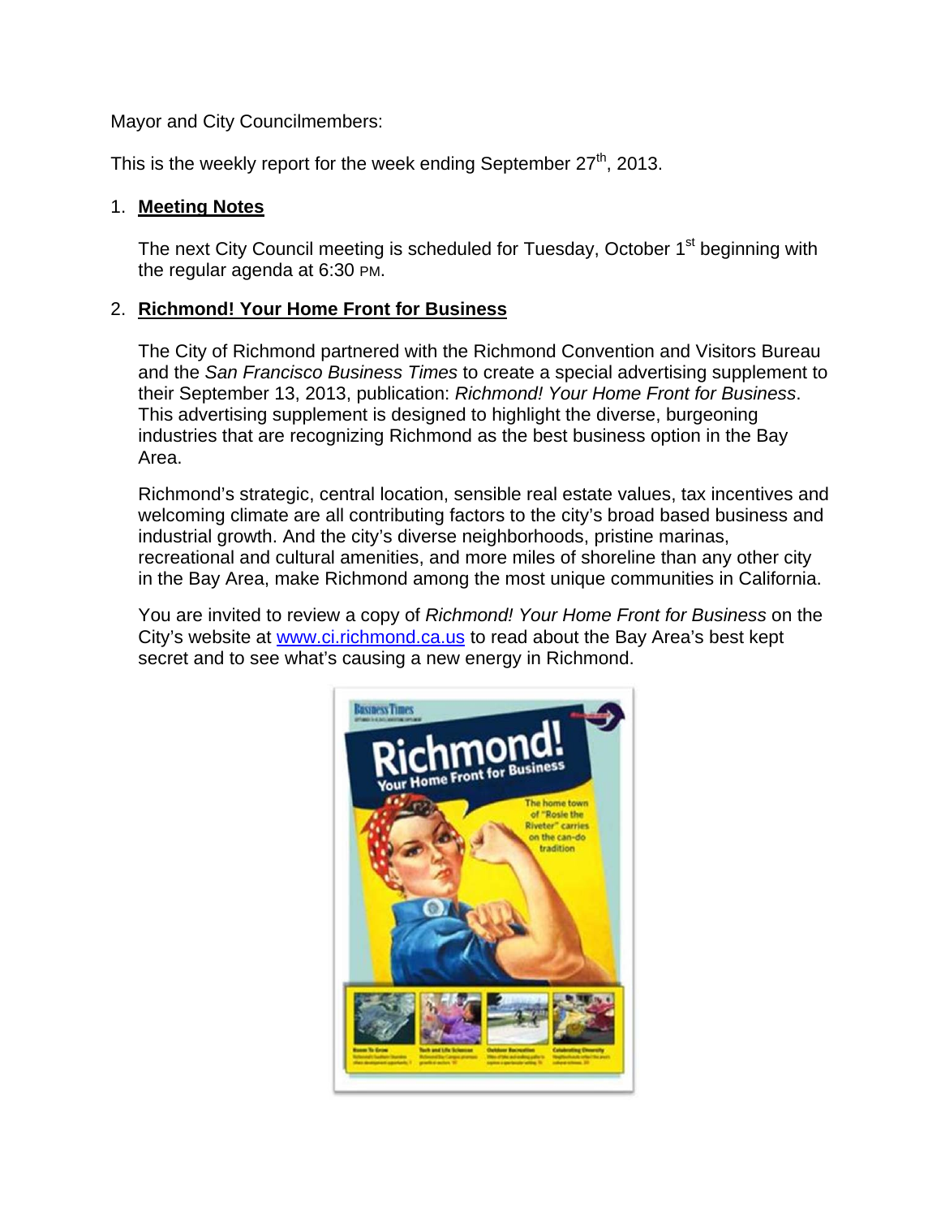Mayor and City Councilmembers:

This is the weekly report for the week ending September 27th, 2013.

1. **Meeting Notes**

   The next City Council meeting is scheduled for Tuesday, October 1st beginning with the regular agenda at 6:30 PM.

2. **Richmond! Your Home Front for Business**

   The City of Richmond partnered with the Richmond Convention and Visitors Bureau and the *San Francisco Business Times* to create a special advertising supplement to their September 13, 2013, publication: *Richmond! Your Home Front for Business*. This advertising supplement is designed to highlight the diverse, burgeoning industries that are recognizing Richmond as the best business option in the Bay Area.

   Richmond's strategic, central location, sensible real estate values, tax incentives and welcoming climate are all contributing factors to the city's broad based business and industrial growth. And the city's diverse neighborhoods, pristine marinas, recreational and cultural amenities, and more miles of shoreline than any other city in the Bay Area, make Richmond among the most unique communities in California.

   You are invited to review a copy of *Richmond! Your Home Front for Business* on the City's website at [www.ci.richmond.ca.us](http://www.ci.richmond.ca.us) to read about the Bay Area's best kept secret and to see what's causing a new energy in Richmond.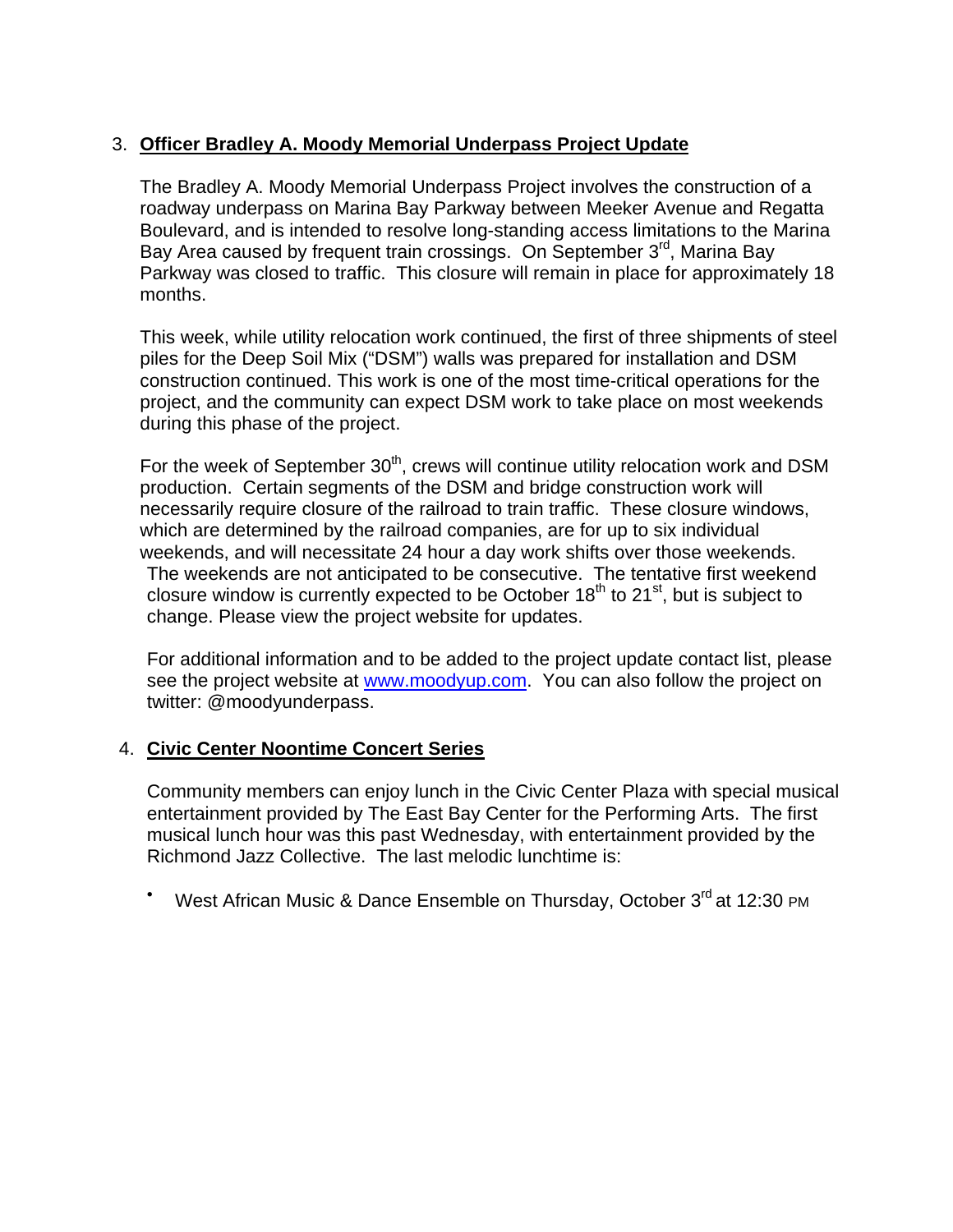3. **Officer Bradley A. Moody Memorial Underpass Project Update**

   The Bradley A. Moody Memorial Underpass Project involves the construction of a roadway underpass on Marina Bay Parkway between Meeker Avenue and Regatta Boulevard, and is intended to resolve long-standing access limitations to the Marina Bay Area caused by frequent train crossings. On September 3rd, Marina Bay Parkway was closed to traffic. This closure will remain in place for approximately 18 months.

   This week, while utility relocation work continued, the first of three shipments of steel piles for the Deep Soil Mix ("DSM") walls was prepared for installation and DSM construction continued. This work is one of the most time-critical operations for the project, and the community can expect DSM work to take place on most weekends during this phase of the project.

   For the week of September 30th, crews will continue utility relocation work and DSM production. Certain segments of the DSM and bridge construction work will necessarily require closure of the railroad to train traffic. These closure windows, which are determined by the railroad companies, are for up to six individual weekends, and will necessitate 24 hour a day work shifts over those weekends. The weekends are not anticipated to be consecutive. The tentative first weekend closure window is currently expected to be October 18th to 21st, but is subject to change. Please view the project website for updates.

   For additional information and to be added to the project update contact list, please see the project website at [www.moodyup.com](http://www.moodyup.com). You can also follow the project on twitter: @moodyunderpass.

4. **Civic Center Noontime Concert Series**

   Community members can enjoy lunch in the Civic Center Plaza with special musical entertainment provided by The East Bay Center for the Performing Arts. The first musical lunch hour was this past Wednesday, with entertainment provided by the Richmond Jazz Collective. The last melodic lunchtime is:

   - West African Music & Dance Ensemble on Thursday, October 3rd at 12:30 PM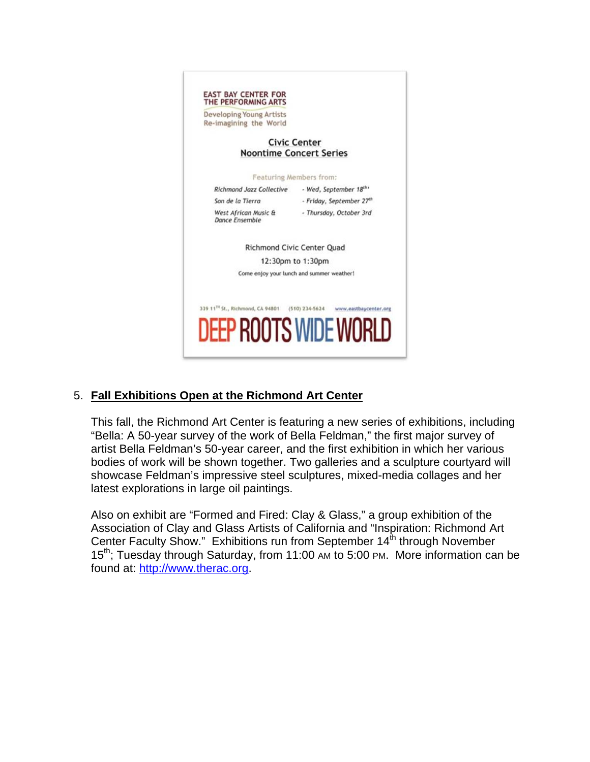EAST BAY CENTER FOR THE PERFORMING ARTS

Developing Young Artists
Re-imagining the World

**Civic Center**
**Noontime Concert Series**

Featuring Members from:

| | |
|---|---|
| *Richmond Jazz Collective* | *- Wed, September 18th* |
| *Son de la Tierra* | *- Friday, September 27th* |
| *West African Music & Dance Ensemble* | *- Thursday, October 3rd* |

Richmond Civic Center Quad

12:30pm to 1:30pm

Come enjoy your lunch and summer weather!

339 11TH St., Richmond, CA 94801 (510) 234-5624 www.eastbaycenter.org

DEEP ROOTS WIDE WORLD

5. **Fall Exhibitions Open at the Richmond Art Center**

   This fall, the Richmond Art Center is featuring a new series of exhibitions, including "Bella: A 50-year survey of the work of Bella Feldman," the first major survey of artist Bella Feldman's 50-year career, and the first exhibition in which her various bodies of work will be shown together. Two galleries and a sculpture courtyard will showcase Feldman's impressive steel sculptures, mixed-media collages and her latest explorations in large oil paintings.

   Also on exhibit are "Formed and Fired: Clay & Glass," a group exhibition of the Association of Clay and Glass Artists of California and "Inspiration: Richmond Art Center Faculty Show." Exhibitions run from September 14th through November 15th; Tuesday through Saturday, from 11:00 AM to 5:00 PM. More information can be found at: http://www.therac.org.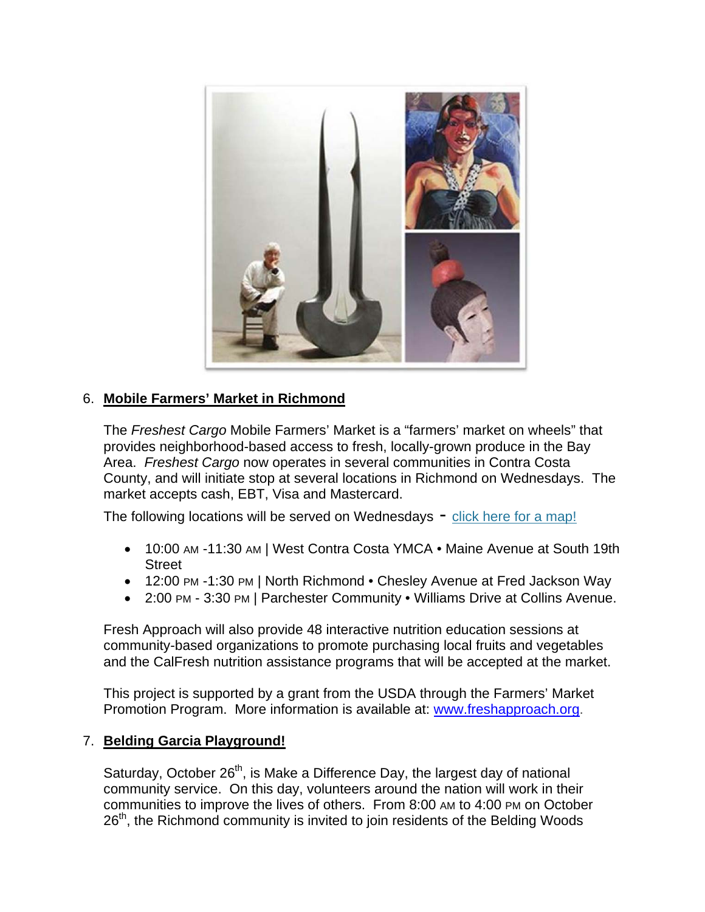6. **Mobile Farmers' Market in Richmond**

   The *Freshest Cargo* Mobile Farmers' Market is a "farmers' market on wheels" that provides neighborhood-based access to fresh, locally-grown produce in the Bay Area. *Freshest Cargo* now operates in several communities in Contra Costa County, and will initiate stop at several locations in Richmond on Wednesdays. The market accepts cash, EBT, Visa and Mastercard.

   The following locations will be served on Wednesdays - [click here for a map!]

   - 10:00 AM -11:30 AM | West Contra Costa YMCA • Maine Avenue at South 19th Street
   - 12:00 PM -1:30 PM | North Richmond • Chesley Avenue at Fred Jackson Way
   - 2:00 PM - 3:30 PM | Parchester Community • Williams Drive at Collins Avenue.

   Fresh Approach will also provide 48 interactive nutrition education sessions at community-based organizations to promote purchasing local fruits and vegetables and the CalFresh nutrition assistance programs that will be accepted at the market.

   This project is supported by a grant from the USDA through the Farmers' Market Promotion Program. More information is available at: www.freshapproach.org.

7. **Belding Garcia Playground!**

   Saturday, October 26th, is Make a Difference Day, the largest day of national community service. On this day, volunteers around the nation will work in their communities to improve the lives of others. From 8:00 AM to 4:00 PM on October 26th, the Richmond community is invited to join residents of the Belding Woods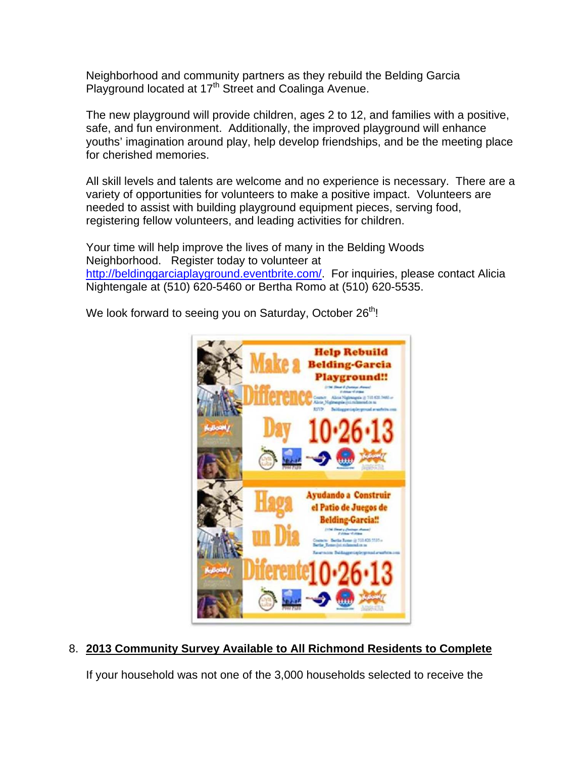Neighborhood and community partners as they rebuild the Belding Garcia Playground located at 17th Street and Coalinga Avenue.

The new playground will provide children, ages 2 to 12, and families with a positive, safe, and fun environment. Additionally, the improved playground will enhance youths' imagination around play, help develop friendships, and be the meeting place for cherished memories.

All skill levels and talents are welcome and no experience is necessary. There are a variety of opportunities for volunteers to make a positive impact. Volunteers are needed to assist with building playground equipment pieces, serving food, registering fellow volunteers, and leading activities for children.

Your time will help improve the lives of many in the Belding Woods Neighborhood. Register today to volunteer at http://beldinggarciaplayground.eventbrite.com/. For inquiries, please contact Alicia Nightengale at (510) 620-5460 or Bertha Romo at (510) 620-5535.

We look forward to seeing you on Saturday, October 26th!

8. **2013 Community Survey Available to All Richmond Residents to Complete**

If your household was not one of the 3,000 households selected to receive the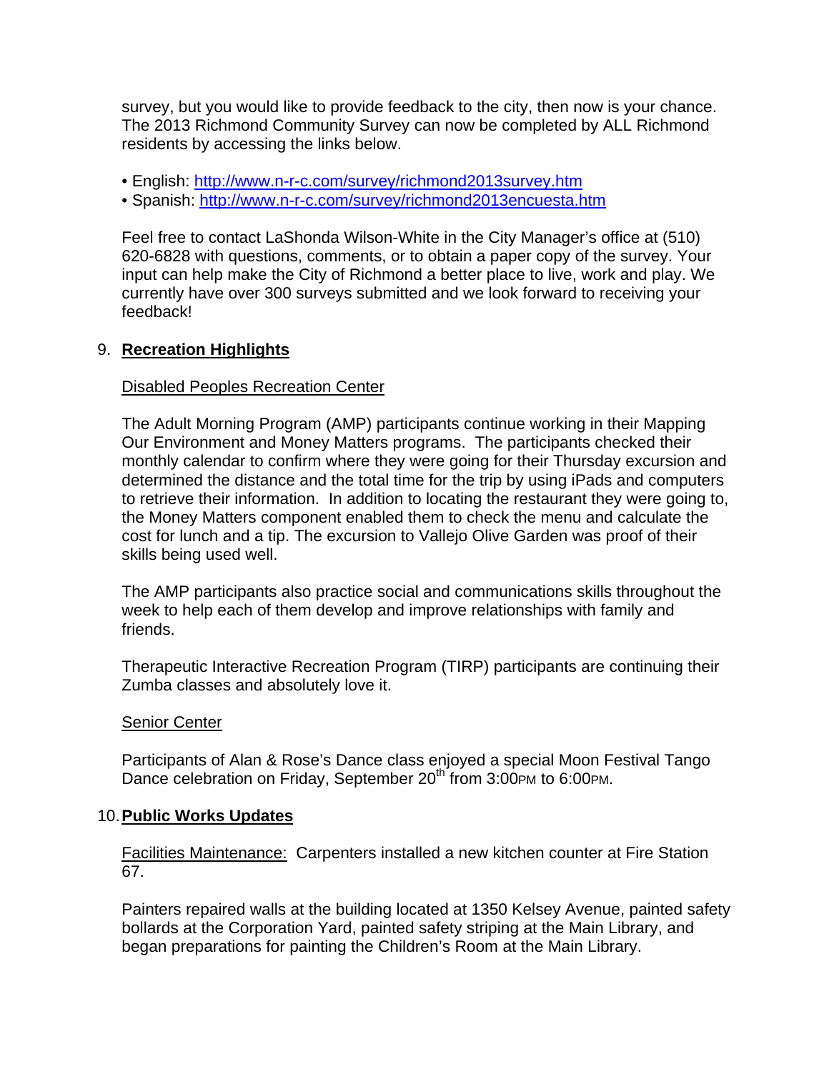survey, but you would like to provide feedback to the city, then now is your chance. The 2013 Richmond Community Survey can now be completed by ALL Richmond residents by accessing the links below.

- English: http://www.n-r-c.com/survey/richmond2013survey.htm
- Spanish: http://www.n-r-c.com/survey/richmond2013encuesta.htm

Feel free to contact LaShonda Wilson-White in the City Manager's office at (510) 620-6828 with questions, comments, or to obtain a paper copy of the survey. Your input can help make the City of Richmond a better place to live, work and play. We currently have over 300 surveys submitted and we look forward to receiving your feedback!

## 9. Recreation Highlights

Disabled Peoples Recreation Center

The Adult Morning Program (AMP) participants continue working in their Mapping Our Environment and Money Matters programs. The participants checked their monthly calendar to confirm where they were going for their Thursday excursion and determined the distance and the total time for the trip by using iPads and computers to retrieve their information. In addition to locating the restaurant they were going to, the Money Matters component enabled them to check the menu and calculate the cost for lunch and a tip. The excursion to Vallejo Olive Garden was proof of their skills being used well.

The AMP participants also practice social and communications skills throughout the week to help each of them develop and improve relationships with family and friends.

Therapeutic Interactive Recreation Program (TIRP) participants are continuing their Zumba classes and absolutely love it.

Senior Center

Participants of Alan & Rose's Dance class enjoyed a special Moon Festival Tango Dance celebration on Friday, September 20th from 3:00PM to 6:00PM.

## 10. Public Works Updates

Facilities Maintenance: Carpenters installed a new kitchen counter at Fire Station 67.

Painters repaired walls at the building located at 1350 Kelsey Avenue, painted safety bollards at the Corporation Yard, painted safety striping at the Main Library, and began preparations for painting the Children's Room at the Main Library.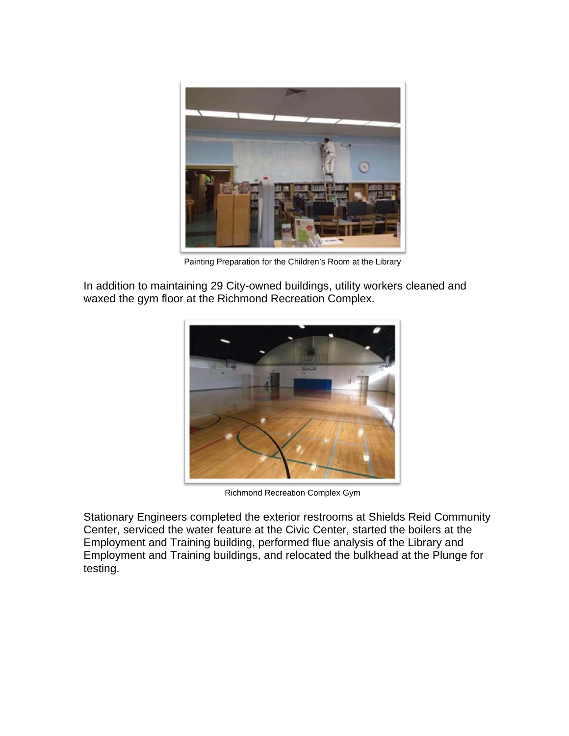Painting Preparation for the Children's Room at the Library

In addition to maintaining 29 City-owned buildings, utility workers cleaned and waxed the gym floor at the Richmond Recreation Complex.

Richmond Recreation Complex Gym

Stationary Engineers completed the exterior restrooms at Shields Reid Community Center, serviced the water feature at the Civic Center, started the boilers at the Employment and Training building, performed flue analysis of the Library and Employment and Training buildings, and relocated the bulkhead at the Plunge for testing.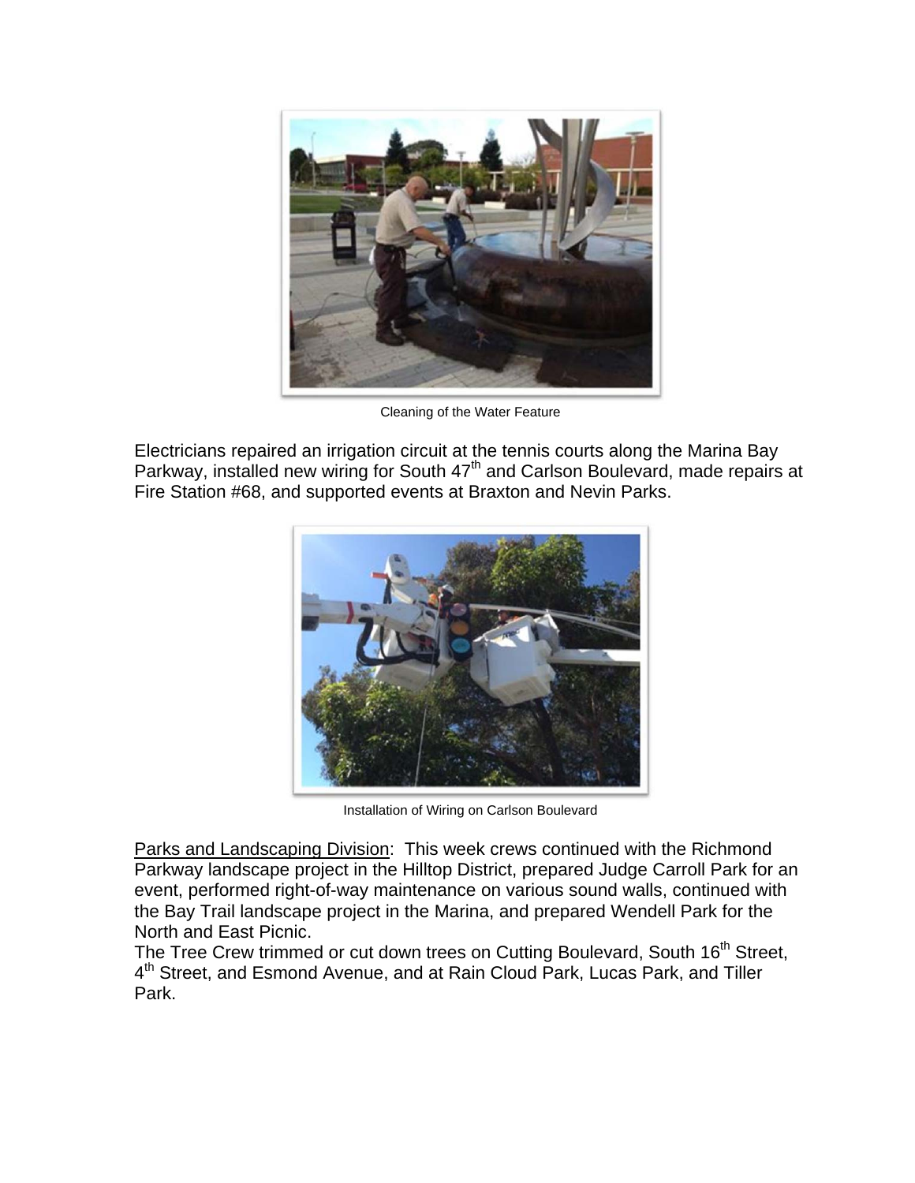Cleaning of the Water Feature

Electricians repaired an irrigation circuit at the tennis courts along the Marina Bay Parkway, installed new wiring for South 47th and Carlson Boulevard, made repairs at Fire Station #68, and supported events at Braxton and Nevin Parks.

Installation of Wiring on Carlson Boulevard

Parks and Landscaping Division: This week crews continued with the Richmond Parkway landscape project in the Hilltop District, prepared Judge Carroll Park for an event, performed right-of-way maintenance on various sound walls, continued with the Bay Trail landscape project in the Marina, and prepared Wendell Park for the North and East Picnic.

The Tree Crew trimmed or cut down trees on Cutting Boulevard, South 16th Street, 4th Street, and Esmond Avenue, and at Rain Cloud Park, Lucas Park, and Tiller Park.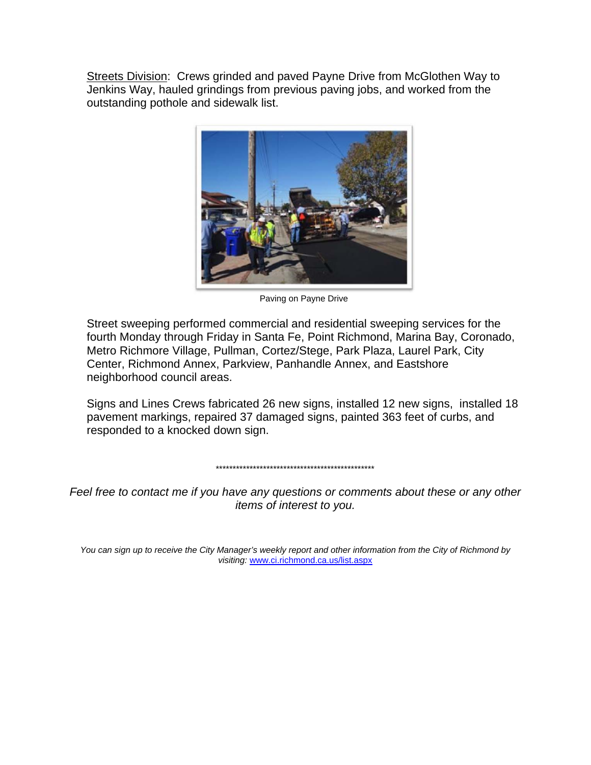Streets Division: Crews grinded and paved Payne Drive from McGlothen Way to Jenkins Way, hauled grindings from previous paving jobs, and worked from the outstanding pothole and sidewalk list.

Paving on Payne Drive

Street sweeping performed commercial and residential sweeping services for the fourth Monday through Friday in Santa Fe, Point Richmond, Marina Bay, Coronado, Metro Richmore Village, Pullman, Cortez/Stege, Park Plaza, Laurel Park, City Center, Richmond Annex, Parkview, Panhandle Annex, and Eastshore neighborhood council areas.

Signs and Lines Crews fabricated 26 new signs, installed 12 new signs, installed 18 pavement markings, repaired 37 damaged signs, painted 363 feet of curbs, and responded to a knocked down sign.

**************************************************

*Feel free to contact me if you have any questions or comments about these or any other items of interest to you.*

*You can sign up to receive the City Manager's weekly report and other information from the City of Richmond by visiting:* www.ci.richmond.ca.us/list.aspx